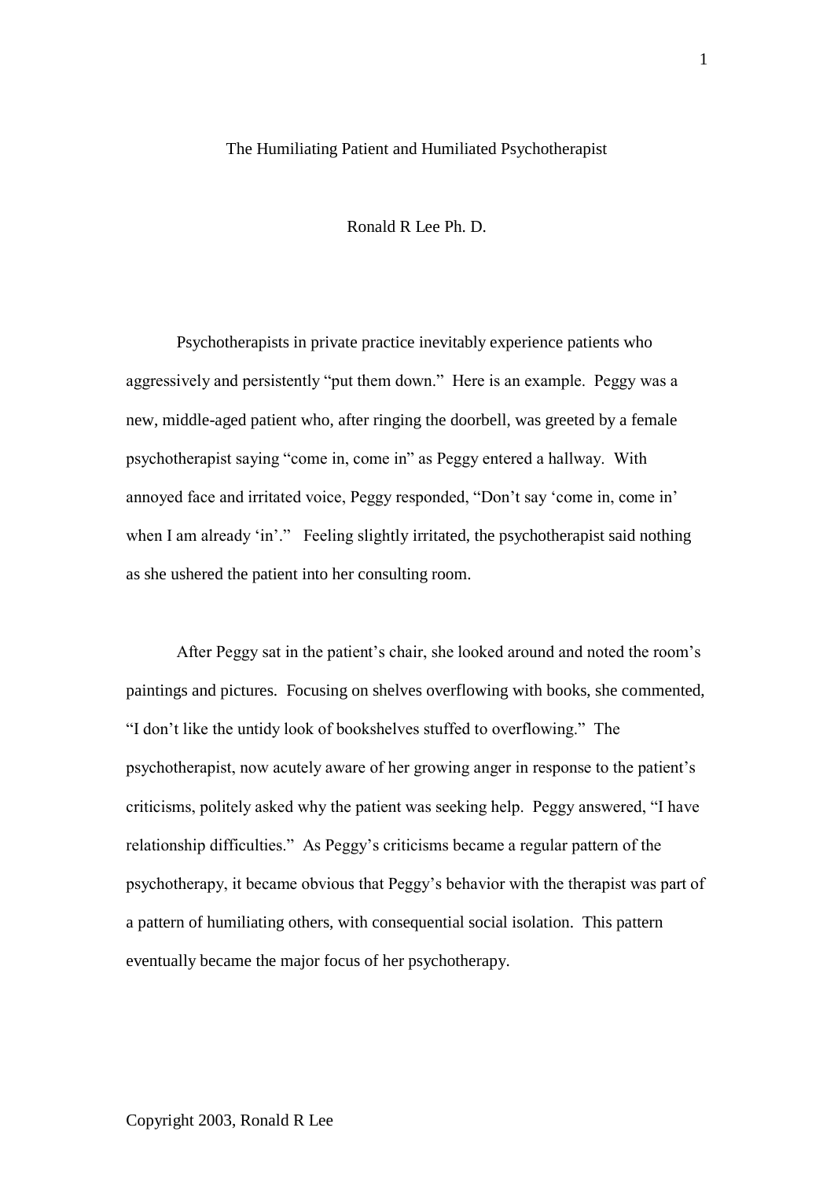# The Humiliating Patient and Humiliated Psychotherapist

Ronald R Lee Ph. D.

Psychotherapists in private practice inevitably experience patients who aggressively and persistently "put them down." Here is an example. Peggy was a new, middle-aged patient who, after ringing the doorbell, was greeted by a female psychotherapist saying "come in, come in" as Peggy entered a hallway. With annoyed face and irritated voice, Peggy responded, "Don't say 'come in, come in' when I am already 'in'." Feeling slightly irritated, the psychotherapist said nothing as she ushered the patient into her consulting room.

After Peggy sat in the patient's chair, she looked around and noted the room's paintings and pictures. Focusing on shelves overflowing with books, she commented, "I don't like the untidy look of bookshelves stuffed to overflowing." The psychotherapist, now acutely aware of her growing anger in response to the patient's criticisms, politely asked why the patient was seeking help. Peggy answered, "I have relationship difficulties." As Peggy's criticisms became a regular pattern of the psychotherapy, it became obvious that Peggy's behavior with the therapist was part of a pattern of humiliating others, with consequential social isolation. This pattern eventually became the major focus of her psychotherapy.

Copyright 2003, Ronald R Lee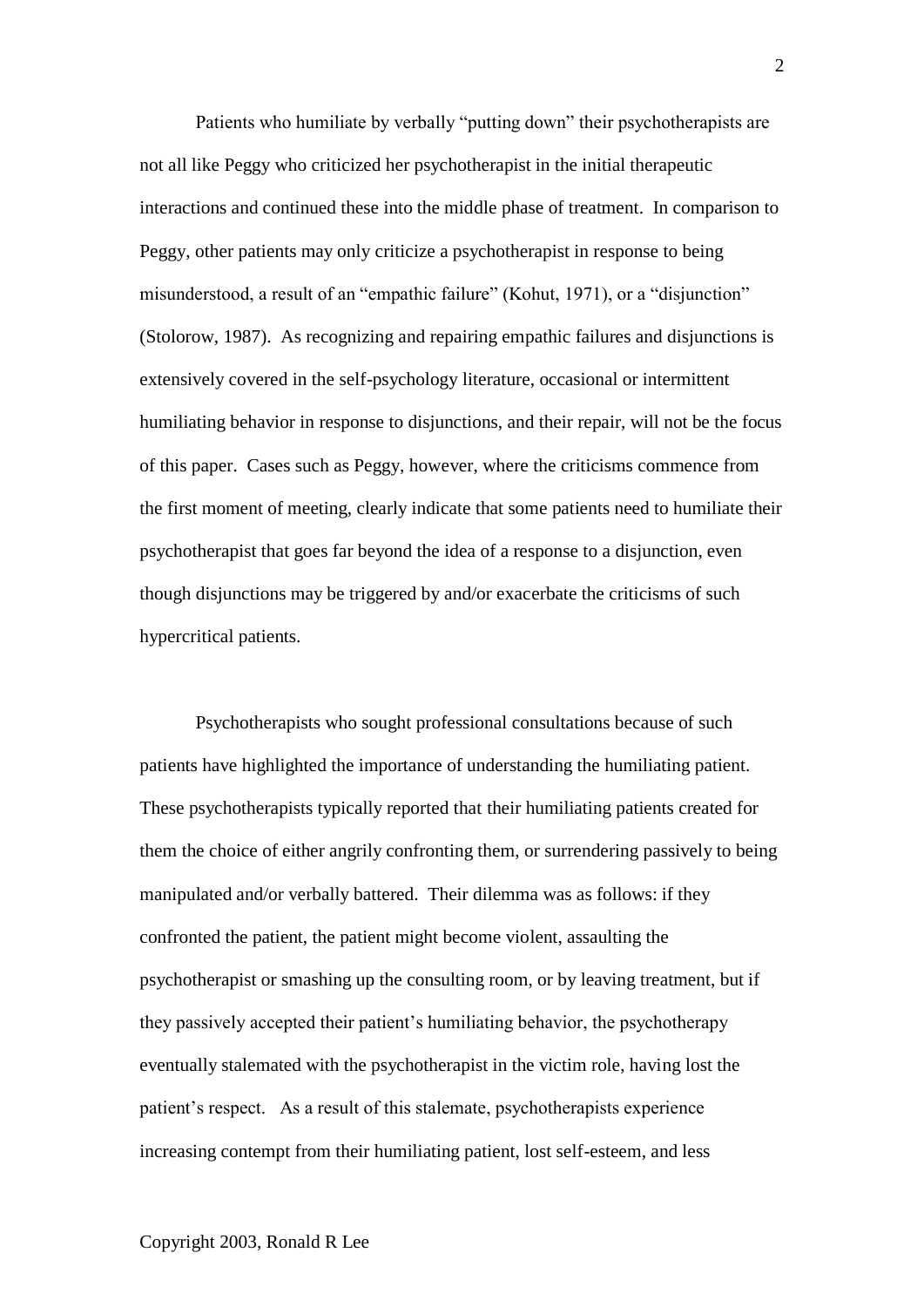Patients who humiliate by verbally "putting down" their psychotherapists are not all like Peggy who criticized her psychotherapist in the initial therapeutic interactions and continued these into the middle phase of treatment. In comparison to Peggy, other patients may only criticize a psychotherapist in response to being misunderstood, a result of an "empathic failure" (Kohut, 1971), or a "disjunction" (Stolorow, 1987). As recognizing and repairing empathic failures and disjunctions is extensively covered in the self-psychology literature, occasional or intermittent humiliating behavior in response to disjunctions, and their repair, will not be the focus of this paper. Cases such as Peggy, however, where the criticisms commence from the first moment of meeting, clearly indicate that some patients need to humiliate their psychotherapist that goes far beyond the idea of a response to a disjunction, even though disjunctions may be triggered by and/or exacerbate the criticisms of such hypercritical patients.

Psychotherapists who sought professional consultations because of such patients have highlighted the importance of understanding the humiliating patient. These psychotherapists typically reported that their humiliating patients created for them the choice of either angrily confronting them, or surrendering passively to being manipulated and/or verbally battered. Their dilemma was as follows: if they confronted the patient, the patient might become violent, assaulting the psychotherapist or smashing up the consulting room, or by leaving treatment, but if they passively accepted their patient's humiliating behavior, the psychotherapy eventually stalemated with the psychotherapist in the victim role, having lost the patient's respect. As a result of this stalemate, psychotherapists experience increasing contempt from their humiliating patient, lost self-esteem, and less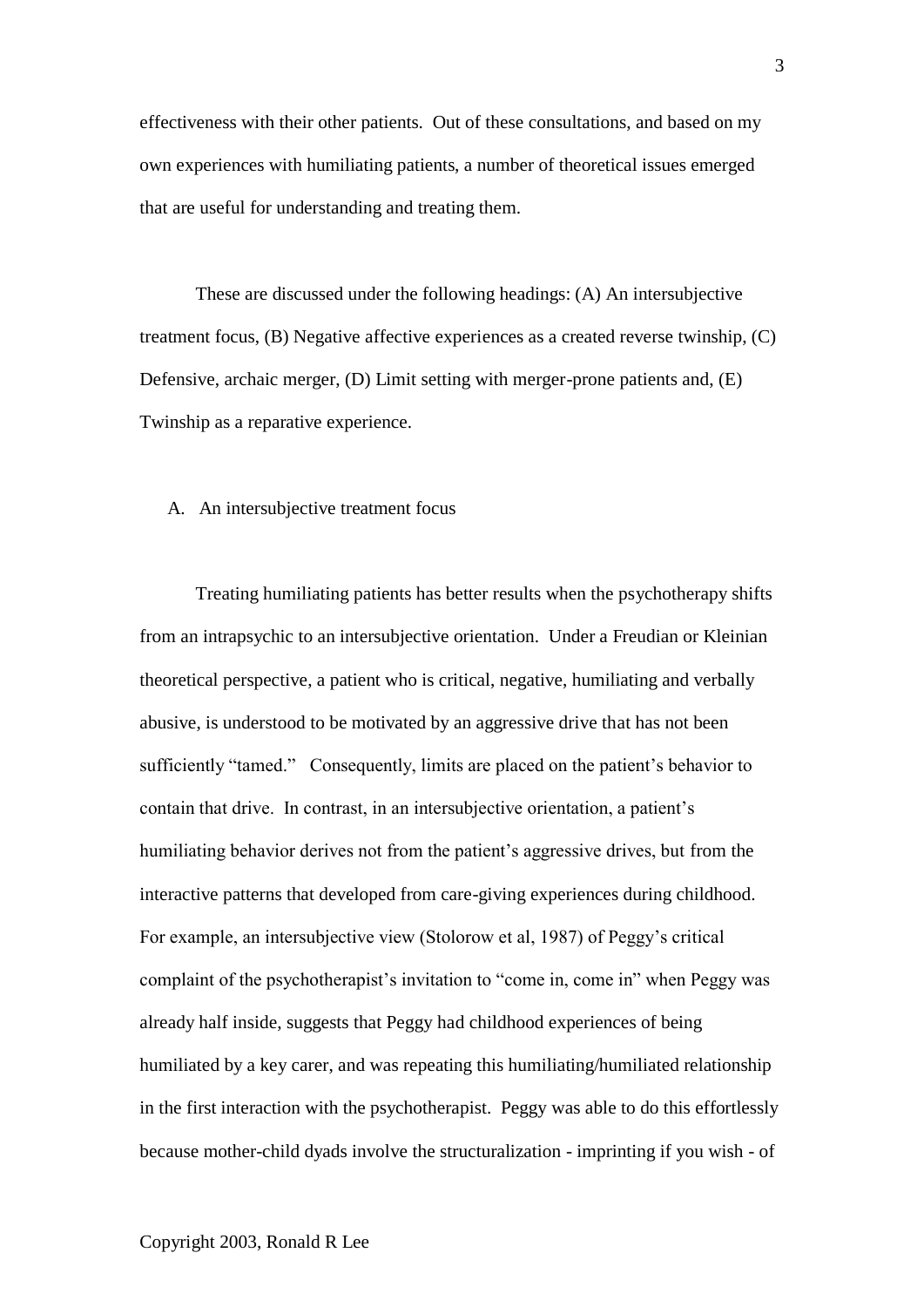effectiveness with their other patients. Out of these consultations, and based on my own experiences with humiliating patients, a number of theoretical issues emerged that are useful for understanding and treating them.

These are discussed under the following headings: (A) An intersubjective treatment focus, (B) Negative affective experiences as a created reverse twinship, (C) Defensive, archaic merger, (D) Limit setting with merger-prone patients and, (E) Twinship as a reparative experience.

## A. An intersubjective treatment focus

Treating humiliating patients has better results when the psychotherapy shifts from an intrapsychic to an intersubjective orientation. Under a Freudian or Kleinian theoretical perspective, a patient who is critical, negative, humiliating and verbally abusive, is understood to be motivated by an aggressive drive that has not been sufficiently "tamed." Consequently, limits are placed on the patient's behavior to contain that drive. In contrast, in an intersubjective orientation, a patient's humiliating behavior derives not from the patient's aggressive drives, but from the interactive patterns that developed from care-giving experiences during childhood. For example, an intersubjective view (Stolorow et al, 1987) of Peggy's critical complaint of the psychotherapist's invitation to "come in, come in" when Peggy was already half inside, suggests that Peggy had childhood experiences of being humiliated by a key carer, and was repeating this humiliating/humiliated relationship in the first interaction with the psychotherapist. Peggy was able to do this effortlessly because mother-child dyads involve the structuralization - imprinting if you wish - of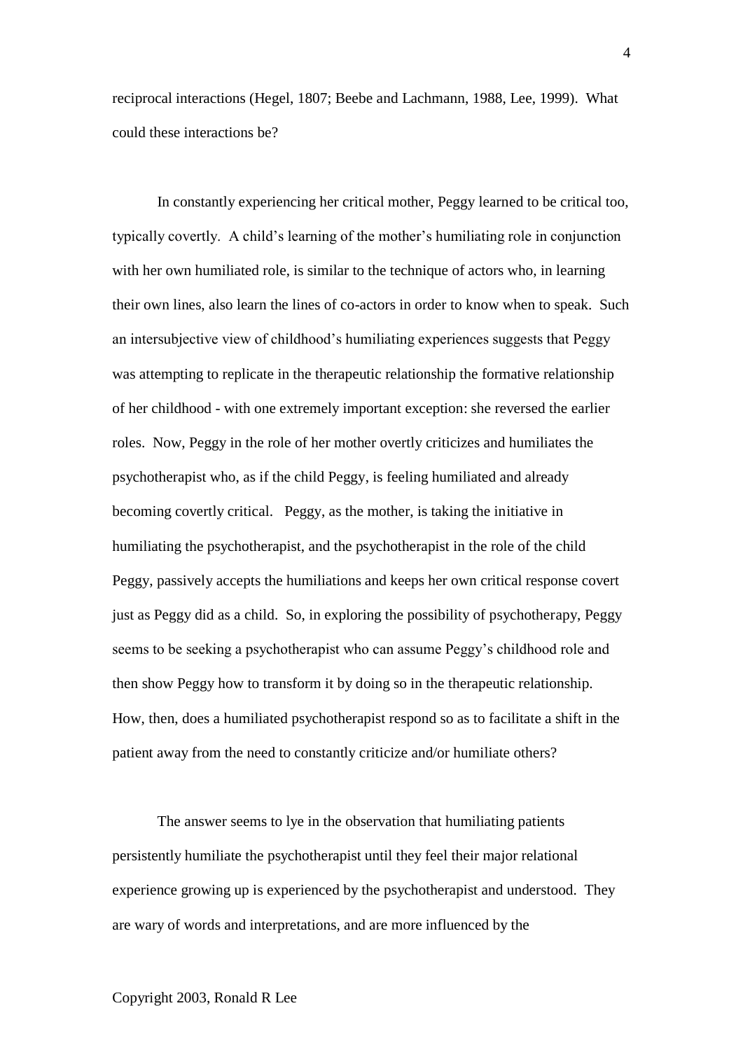reciprocal interactions (Hegel, 1807; Beebe and Lachmann, 1988, Lee, 1999). What could these interactions be?

In constantly experiencing her critical mother, Peggy learned to be critical too, typically covertly. A child's learning of the mother's humiliating role in conjunction with her own humiliated role, is similar to the technique of actors who, in learning their own lines, also learn the lines of co-actors in order to know when to speak. Such an intersubjective view of childhood's humiliating experiences suggests that Peggy was attempting to replicate in the therapeutic relationship the formative relationship of her childhood - with one extremely important exception: she reversed the earlier roles. Now, Peggy in the role of her mother overtly criticizes and humiliates the psychotherapist who, as if the child Peggy, is feeling humiliated and already becoming covertly critical. Peggy, as the mother, is taking the initiative in humiliating the psychotherapist, and the psychotherapist in the role of the child Peggy, passively accepts the humiliations and keeps her own critical response covert just as Peggy did as a child. So, in exploring the possibility of psychotherapy, Peggy seems to be seeking a psychotherapist who can assume Peggy's childhood role and then show Peggy how to transform it by doing so in the therapeutic relationship. How, then, does a humiliated psychotherapist respond so as to facilitate a shift in the patient away from the need to constantly criticize and/or humiliate others?

The answer seems to lye in the observation that humiliating patients persistently humiliate the psychotherapist until they feel their major relational experience growing up is experienced by the psychotherapist and understood. They are wary of words and interpretations, and are more influenced by the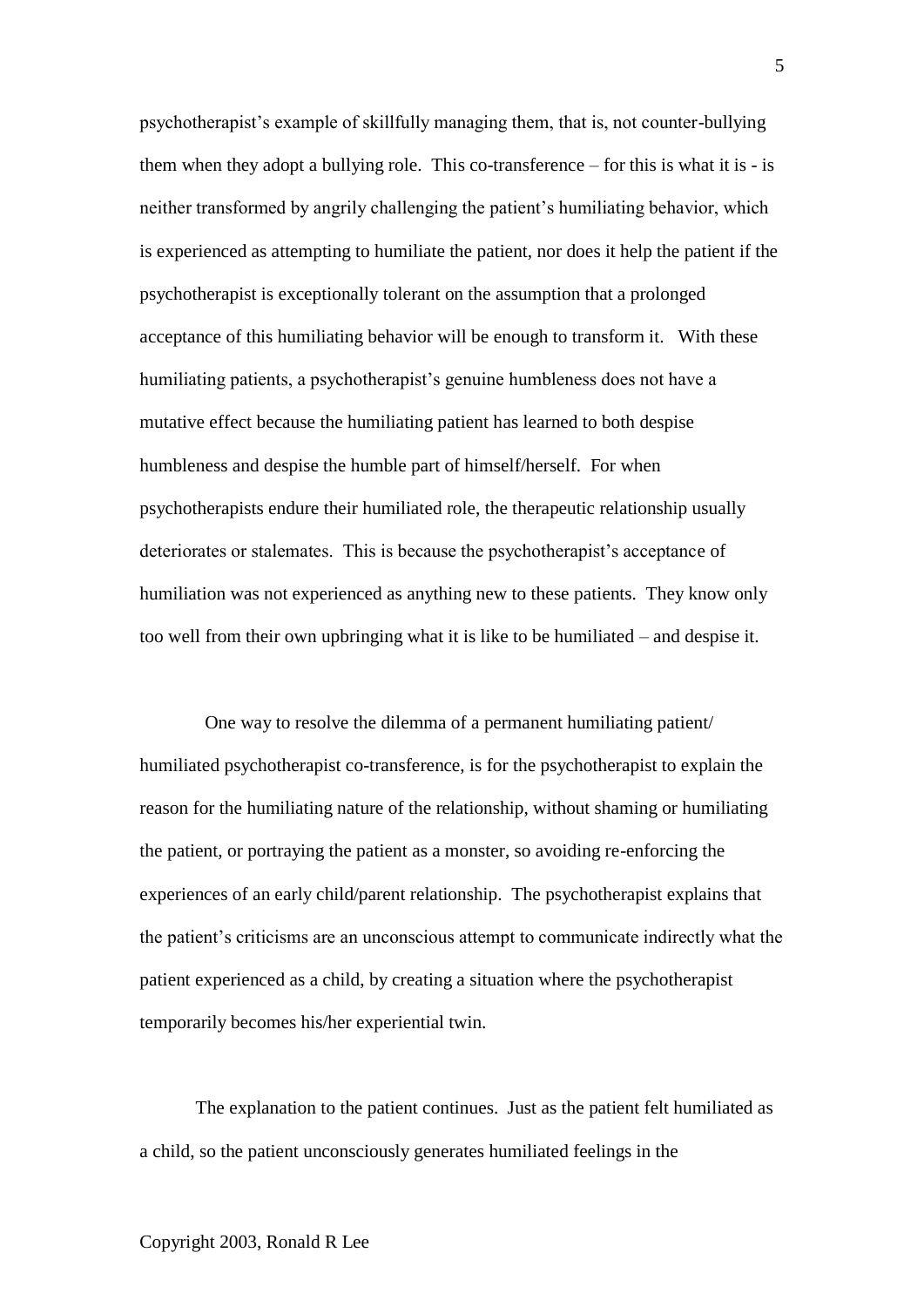psychotherapist's example of skillfully managing them, that is, not counter-bullying them when they adopt a bullying role. This co-transference – for this is what it is - is neither transformed by angrily challenging the patient's humiliating behavior, which is experienced as attempting to humiliate the patient, nor does it help the patient if the psychotherapist is exceptionally tolerant on the assumption that a prolonged acceptance of this humiliating behavior will be enough to transform it. With these humiliating patients, a psychotherapist's genuine humbleness does not have a mutative effect because the humiliating patient has learned to both despise humbleness and despise the humble part of himself/herself. For when psychotherapists endure their humiliated role, the therapeutic relationship usually deteriorates or stalemates. This is because the psychotherapist's acceptance of humiliation was not experienced as anything new to these patients. They know only too well from their own upbringing what it is like to be humiliated – and despise it.

One way to resolve the dilemma of a permanent humiliating patient/ humiliated psychotherapist co-transference, is for the psychotherapist to explain the reason for the humiliating nature of the relationship, without shaming or humiliating the patient, or portraying the patient as a monster, so avoiding re-enforcing the experiences of an early child/parent relationship. The psychotherapist explains that the patient's criticisms are an unconscious attempt to communicate indirectly what the patient experienced as a child, by creating a situation where the psychotherapist temporarily becomes his/her experiential twin.

The explanation to the patient continues. Just as the patient felt humiliated as a child, so the patient unconsciously generates humiliated feelings in the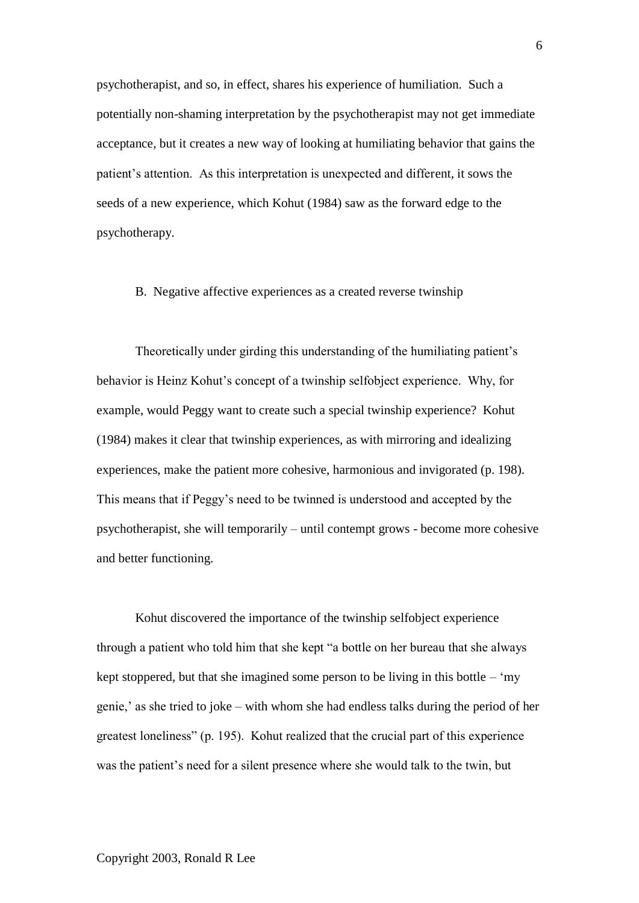psychotherapist, and so, in effect, shares his experience of humiliation. Such a potentially non-shaming interpretation by the psychotherapist may not get immediate acceptance, but it creates a new way of looking at humiliating behavior that gains the patient's attention. As this interpretation is unexpected and different, it sows the seeds of a new experience, which Kohut (1984) saw as the forward edge to the psychotherapy.

### B. Negative affective experiences as a created reverse twinship

Theoretically under girding this understanding of the humiliating patient's behavior is Heinz Kohut's concept of a twinship selfobject experience. Why, for example, would Peggy want to create such a special twinship experience? Kohut (1984) makes it clear that twinship experiences, as with mirroring and idealizing experiences, make the patient more cohesive, harmonious and invigorated (p. 198). This means that if Peggy's need to be twinned is understood and accepted by the psychotherapist, she will temporarily – until contempt grows - become more cohesive and better functioning.

Kohut discovered the importance of the twinship selfobject experience through a patient who told him that she kept "a bottle on her bureau that she always kept stoppered, but that she imagined some person to be living in this bottle – 'my genie,' as she tried to joke – with whom she had endless talks during the period of her greatest loneliness" (p. 195). Kohut realized that the crucial part of this experience was the patient's need for a silent presence where she would talk to the twin, but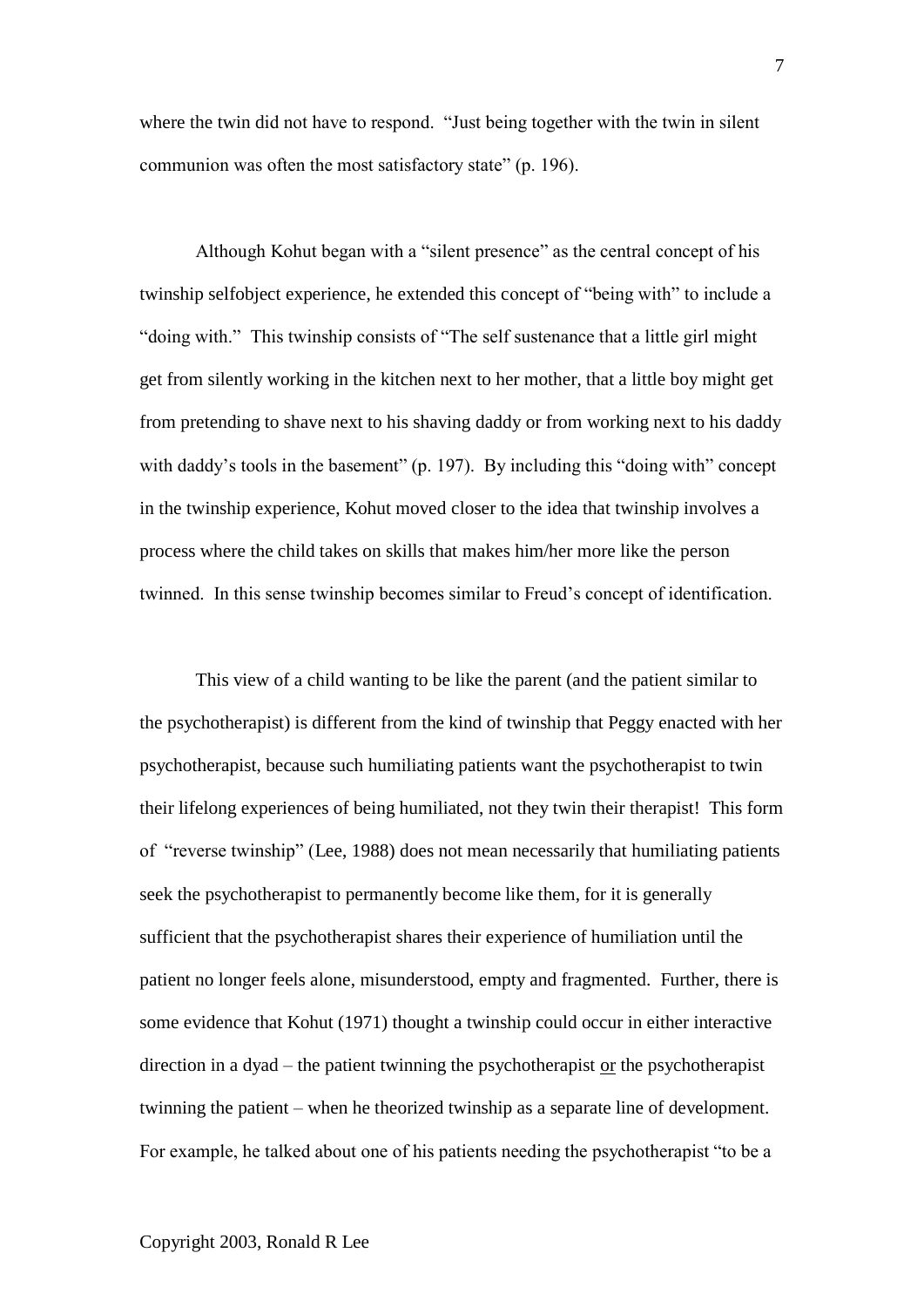where the twin did not have to respond. "Just being together with the twin in silent communion was often the most satisfactory state" (p. 196).

Although Kohut began with a "silent presence" as the central concept of his twinship selfobject experience, he extended this concept of "being with" to include a "doing with." This twinship consists of "The self sustenance that a little girl might get from silently working in the kitchen next to her mother, that a little boy might get from pretending to shave next to his shaving daddy or from working next to his daddy with daddy's tools in the basement" (p. 197). By including this "doing with" concept in the twinship experience, Kohut moved closer to the idea that twinship involves a process where the child takes on skills that makes him/her more like the person twinned. In this sense twinship becomes similar to Freud's concept of identification.

This view of a child wanting to be like the parent (and the patient similar to the psychotherapist) is different from the kind of twinship that Peggy enacted with her psychotherapist, because such humiliating patients want the psychotherapist to twin their lifelong experiences of being humiliated, not they twin their therapist! This form of "reverse twinship" (Lee, 1988) does not mean necessarily that humiliating patients seek the psychotherapist to permanently become like them, for it is generally sufficient that the psychotherapist shares their experience of humiliation until the patient no longer feels alone, misunderstood, empty and fragmented. Further, there is some evidence that Kohut (1971) thought a twinship could occur in either interactive direction in a dyad – the patient twinning the psychotherapist <u>or</u> the psychotherapist twinning the patient – when he theorized twinship as a separate line of development. For example, he talked about one of his patients needing the psychotherapist "to be a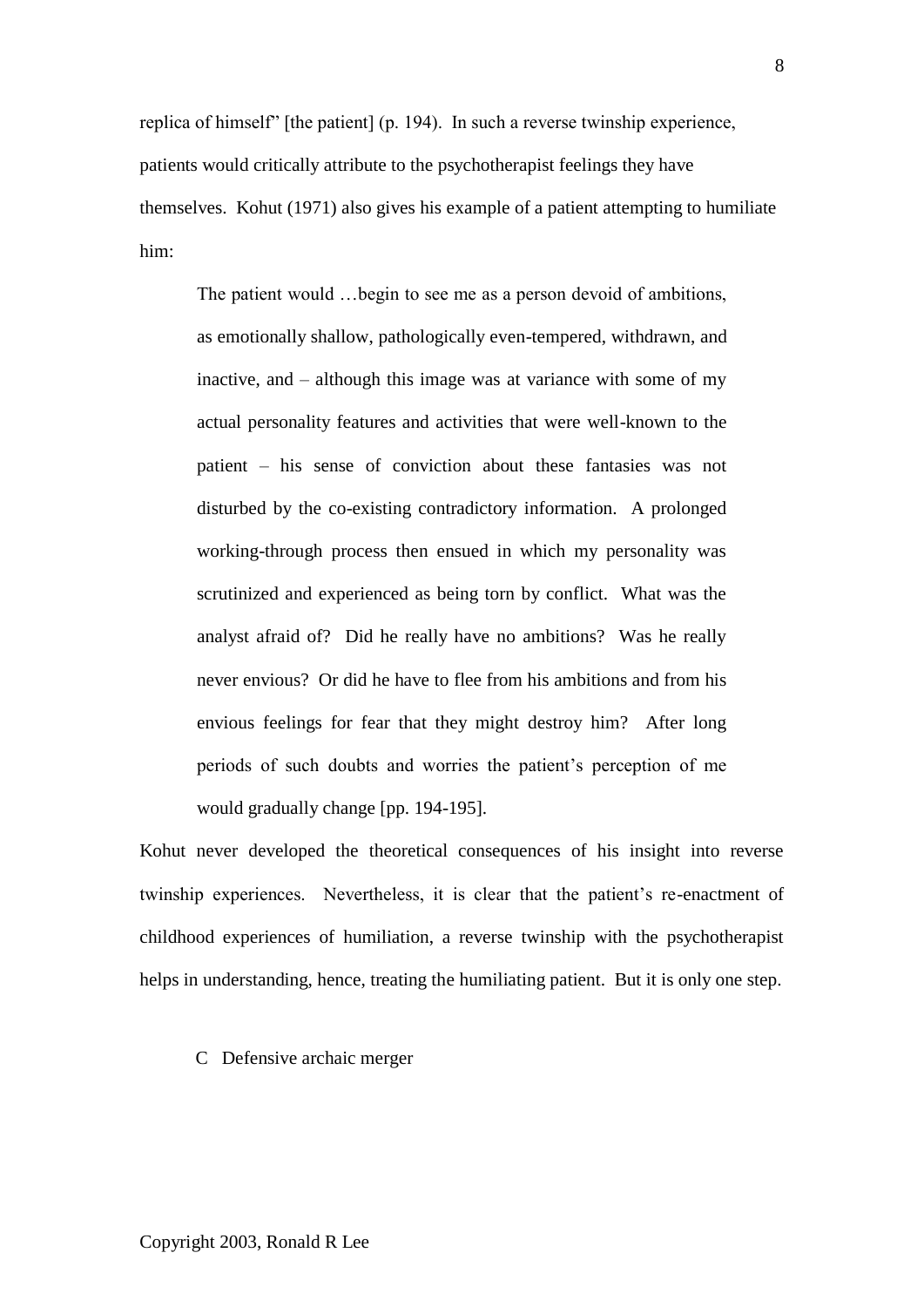replica of himself" [the patient] (p. 194). In such a reverse twinship experience, patients would critically attribute to the psychotherapist feelings they have themselves. Kohut (1971) also gives his example of a patient attempting to humiliate him:

> The patient would …begin to see me as a person devoid of ambitions, as emotionally shallow, pathologically even-tempered, withdrawn, and inactive, and – although this image was at variance with some of my actual personality features and activities that were well-known to the patient – his sense of conviction about these fantasies was not disturbed by the co-existing contradictory information. A prolonged working-through process then ensued in which my personality was scrutinized and experienced as being torn by conflict. What was the analyst afraid of? Did he really have no ambitions? Was he really never envious? Or did he have to flee from his ambitions and from his envious feelings for fear that they might destroy him? After long periods of such doubts and worries the patient's perception of me would gradually change [pp. 194-195].

Kohut never developed the theoretical consequences of his insight into reverse twinship experiences. Nevertheless, it is clear that the patient's re-enactment of childhood experiences of humiliation, a reverse twinship with the psychotherapist helps in understanding, hence, treating the humiliating patient. But it is only one step.

### C Defensive archaic merger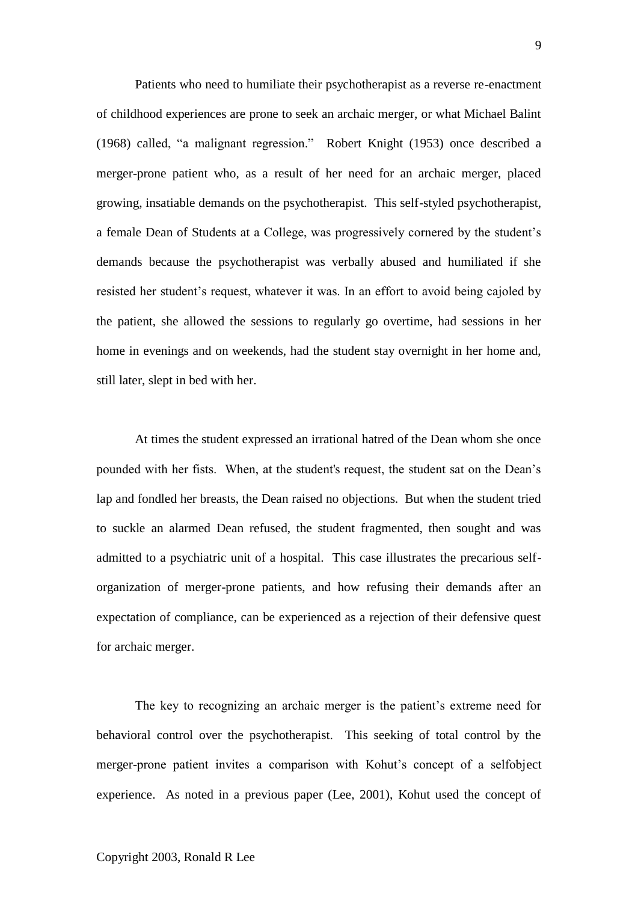Patients who need to humiliate their psychotherapist as a reverse re-enactment of childhood experiences are prone to seek an archaic merger, or what Michael Balint (1968) called, "a malignant regression." Robert Knight (1953) once described a merger-prone patient who, as a result of her need for an archaic merger, placed growing, insatiable demands on the psychotherapist. This self-styled psychotherapist, a female Dean of Students at a College, was progressively cornered by the student's demands because the psychotherapist was verbally abused and humiliated if she resisted her student's request, whatever it was. In an effort to avoid being cajoled by the patient, she allowed the sessions to regularly go overtime, had sessions in her home in evenings and on weekends, had the student stay overnight in her home and, still later, slept in bed with her.

At times the student expressed an irrational hatred of the Dean whom she once pounded with her fists. When, at the student's request, the student sat on the Dean's lap and fondled her breasts, the Dean raised no objections. But when the student tried to suckle an alarmed Dean refused, the student fragmented, then sought and was admitted to a psychiatric unit of a hospital. This case illustrates the precarious self-organization of merger-prone patients, and how refusing their demands after an expectation of compliance, can be experienced as a rejection of their defensive quest for archaic merger.

The key to recognizing an archaic merger is the patient's extreme need for behavioral control over the psychotherapist. This seeking of total control by the merger-prone patient invites a comparison with Kohut's concept of a selfobject experience. As noted in a previous paper (Lee, 2001), Kohut used the concept of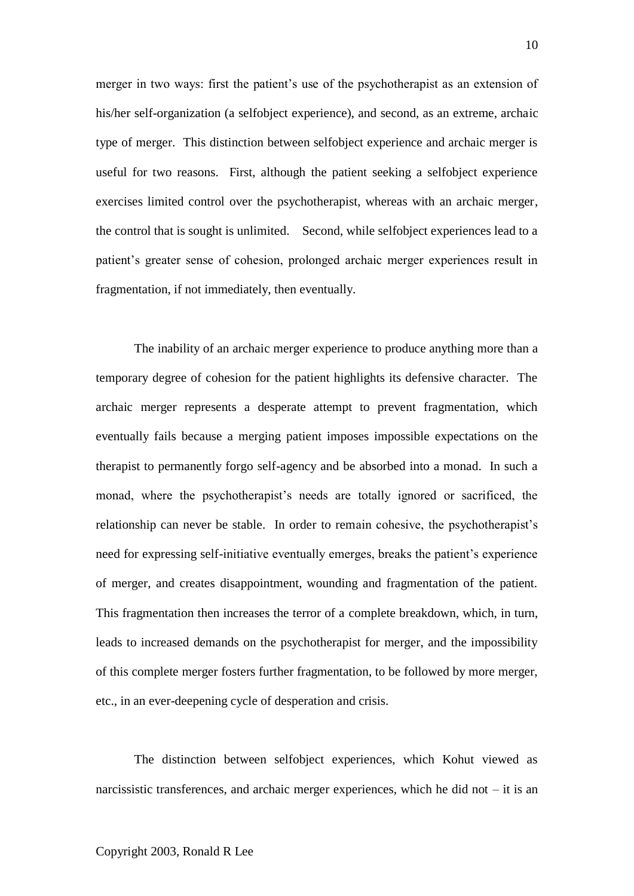merger in two ways: first the patient's use of the psychotherapist as an extension of his/her self-organization (a selfobject experience), and second, as an extreme, archaic type of merger. This distinction between selfobject experience and archaic merger is useful for two reasons. First, although the patient seeking a selfobject experience exercises limited control over the psychotherapist, whereas with an archaic merger, the control that is sought is unlimited. Second, while selfobject experiences lead to a patient's greater sense of cohesion, prolonged archaic merger experiences result in fragmentation, if not immediately, then eventually.

The inability of an archaic merger experience to produce anything more than a temporary degree of cohesion for the patient highlights its defensive character. The archaic merger represents a desperate attempt to prevent fragmentation, which eventually fails because a merging patient imposes impossible expectations on the therapist to permanently forgo self-agency and be absorbed into a monad. In such a monad, where the psychotherapist's needs are totally ignored or sacrificed, the relationship can never be stable. In order to remain cohesive, the psychotherapist's need for expressing self-initiative eventually emerges, breaks the patient's experience of merger, and creates disappointment, wounding and fragmentation of the patient. This fragmentation then increases the terror of a complete breakdown, which, in turn, leads to increased demands on the psychotherapist for merger, and the impossibility of this complete merger fosters further fragmentation, to be followed by more merger, etc., in an ever-deepening cycle of desperation and crisis.

The distinction between selfobject experiences, which Kohut viewed as narcissistic transferences, and archaic merger experiences, which he did not – it is an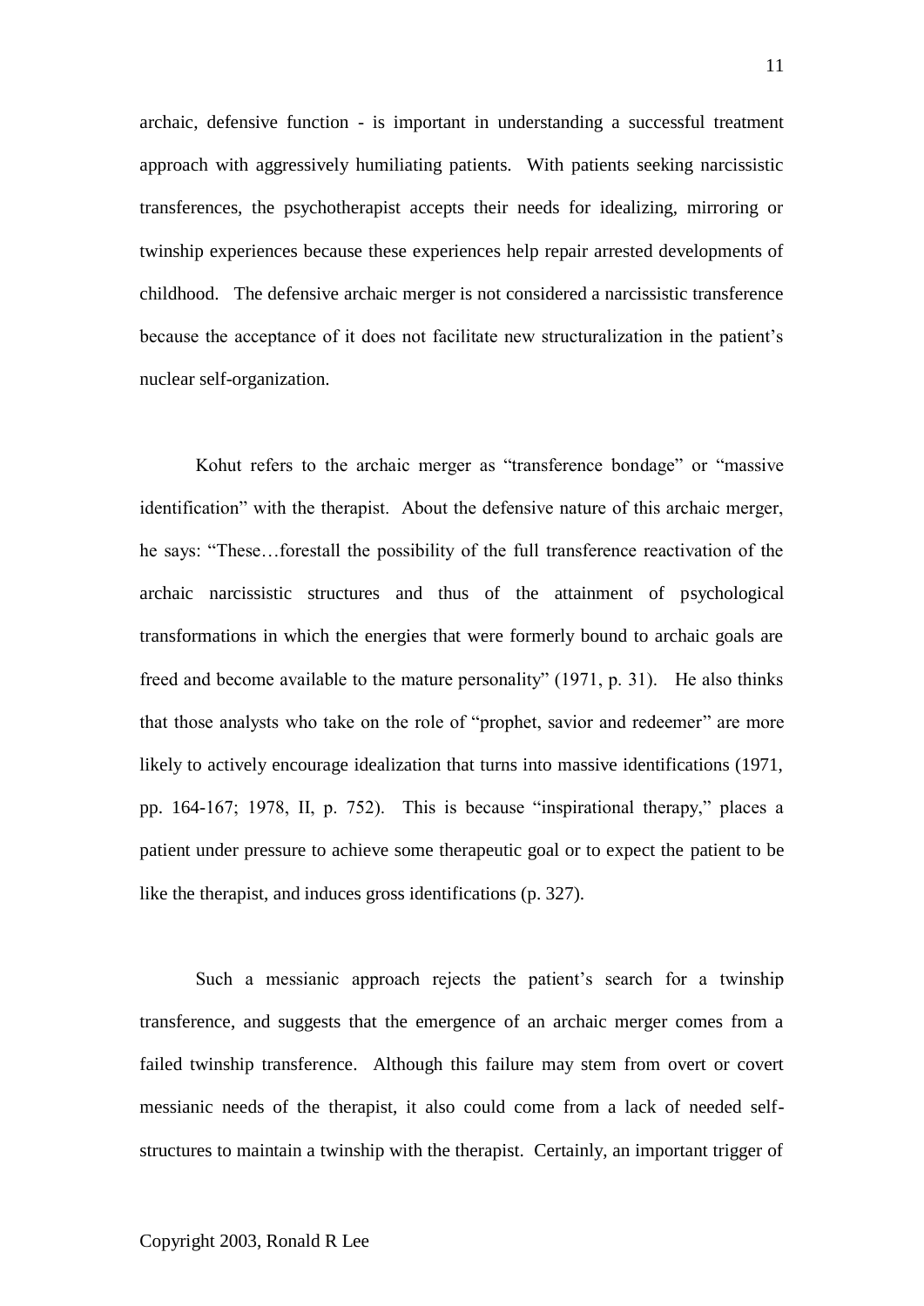archaic, defensive function - is important in understanding a successful treatment approach with aggressively humiliating patients. With patients seeking narcissistic transferences, the psychotherapist accepts their needs for idealizing, mirroring or twinship experiences because these experiences help repair arrested developments of childhood. The defensive archaic merger is not considered a narcissistic transference because the acceptance of it does not facilitate new structuralization in the patient's nuclear self-organization.

Kohut refers to the archaic merger as "transference bondage" or "massive identification" with the therapist. About the defensive nature of this archaic merger, he says: "These…forestall the possibility of the full transference reactivation of the archaic narcissistic structures and thus of the attainment of psychological transformations in which the energies that were formerly bound to archaic goals are freed and become available to the mature personality" (1971, p. 31). He also thinks that those analysts who take on the role of "prophet, savior and redeemer" are more likely to actively encourage idealization that turns into massive identifications (1971, pp. 164-167; 1978, II, p. 752). This is because "inspirational therapy," places a patient under pressure to achieve some therapeutic goal or to expect the patient to be like the therapist, and induces gross identifications (p. 327).

Such a messianic approach rejects the patient's search for a twinship transference, and suggests that the emergence of an archaic merger comes from a failed twinship transference. Although this failure may stem from overt or covert messianic needs of the therapist, it also could come from a lack of needed self-structures to maintain a twinship with the therapist. Certainly, an important trigger of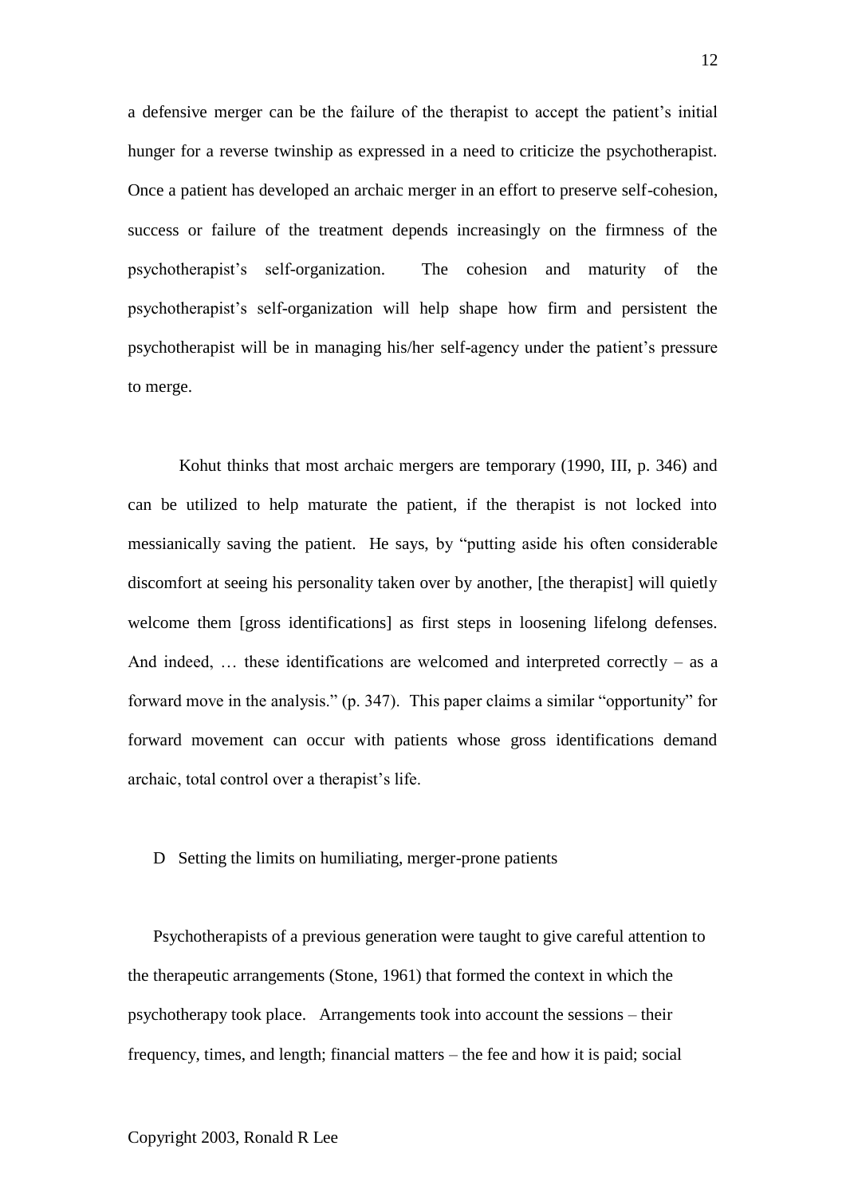a defensive merger can be the failure of the therapist to accept the patient's initial hunger for a reverse twinship as expressed in a need to criticize the psychotherapist. Once a patient has developed an archaic merger in an effort to preserve self-cohesion, success or failure of the treatment depends increasingly on the firmness of the psychotherapist's self-organization. The cohesion and maturity of the psychotherapist's self-organization will help shape how firm and persistent the psychotherapist will be in managing his/her self-agency under the patient's pressure to merge.

Kohut thinks that most archaic mergers are temporary (1990, III, p. 346) and can be utilized to help maturate the patient, if the therapist is not locked into messianically saving the patient. He says, by "putting aside his often considerable discomfort at seeing his personality taken over by another, [the therapist] will quietly welcome them [gross identifications] as first steps in loosening lifelong defenses. And indeed, … these identifications are welcomed and interpreted correctly – as a forward move in the analysis." (p. 347). This paper claims a similar "opportunity" for forward movement can occur with patients whose gross identifications demand archaic, total control over a therapist's life.

## D Setting the limits on humiliating, merger-prone patients

Psychotherapists of a previous generation were taught to give careful attention to the therapeutic arrangements (Stone, 1961) that formed the context in which the psychotherapy took place. Arrangements took into account the sessions – their frequency, times, and length; financial matters – the fee and how it is paid; social

Copyright 2003, Ronald R Lee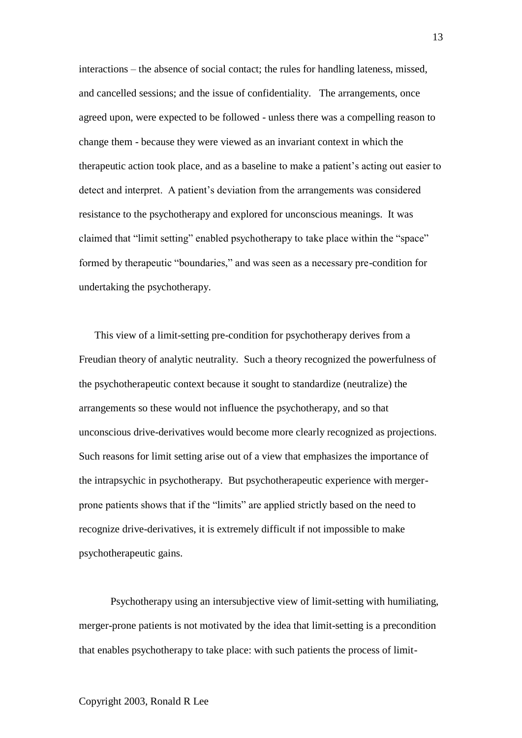interactions – the absence of social contact; the rules for handling lateness, missed, and cancelled sessions; and the issue of confidentiality. The arrangements, once agreed upon, were expected to be followed - unless there was a compelling reason to change them - because they were viewed as an invariant context in which the therapeutic action took place, and as a baseline to make a patient's acting out easier to detect and interpret. A patient's deviation from the arrangements was considered resistance to the psychotherapy and explored for unconscious meanings. It was claimed that "limit setting" enabled psychotherapy to take place within the "space" formed by therapeutic "boundaries," and was seen as a necessary pre-condition for undertaking the psychotherapy.

This view of a limit-setting pre-condition for psychotherapy derives from a Freudian theory of analytic neutrality. Such a theory recognized the powerfulness of the psychotherapeutic context because it sought to standardize (neutralize) the arrangements so these would not influence the psychotherapy, and so that unconscious drive-derivatives would become more clearly recognized as projections. Such reasons for limit setting arise out of a view that emphasizes the importance of the intrapsychic in psychotherapy. But psychotherapeutic experience with merger-prone patients shows that if the "limits" are applied strictly based on the need to recognize drive-derivatives, it is extremely difficult if not impossible to make psychotherapeutic gains.

Psychotherapy using an intersubjective view of limit-setting with humiliating, merger-prone patients is not motivated by the idea that limit-setting is a precondition that enables psychotherapy to take place: with such patients the process of limit-

Copyright 2003, Ronald R Lee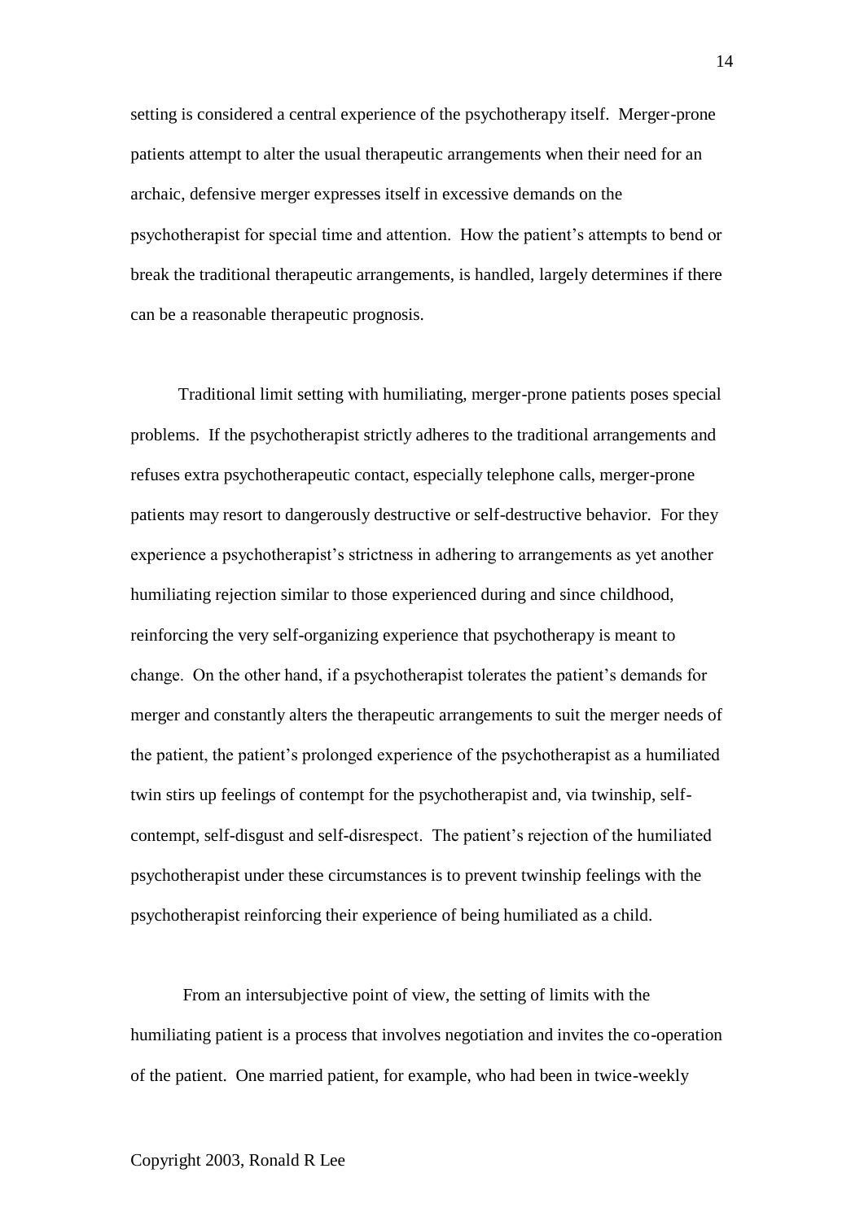setting is considered a central experience of the psychotherapy itself. Merger-prone patients attempt to alter the usual therapeutic arrangements when their need for an archaic, defensive merger expresses itself in excessive demands on the psychotherapist for special time and attention. How the patient's attempts to bend or break the traditional therapeutic arrangements, is handled, largely determines if there can be a reasonable therapeutic prognosis.

Traditional limit setting with humiliating, merger-prone patients poses special problems. If the psychotherapist strictly adheres to the traditional arrangements and refuses extra psychotherapeutic contact, especially telephone calls, merger-prone patients may resort to dangerously destructive or self-destructive behavior. For they experience a psychotherapist's strictness in adhering to arrangements as yet another humiliating rejection similar to those experienced during and since childhood, reinforcing the very self-organizing experience that psychotherapy is meant to change. On the other hand, if a psychotherapist tolerates the patient's demands for merger and constantly alters the therapeutic arrangements to suit the merger needs of the patient, the patient's prolonged experience of the psychotherapist as a humiliated twin stirs up feelings of contempt for the psychotherapist and, via twinship, self-contempt, self-disgust and self-disrespect. The patient's rejection of the humiliated psychotherapist under these circumstances is to prevent twinship feelings with the psychotherapist reinforcing their experience of being humiliated as a child.

From an intersubjective point of view, the setting of limits with the humiliating patient is a process that involves negotiation and invites the co-operation of the patient. One married patient, for example, who had been in twice-weekly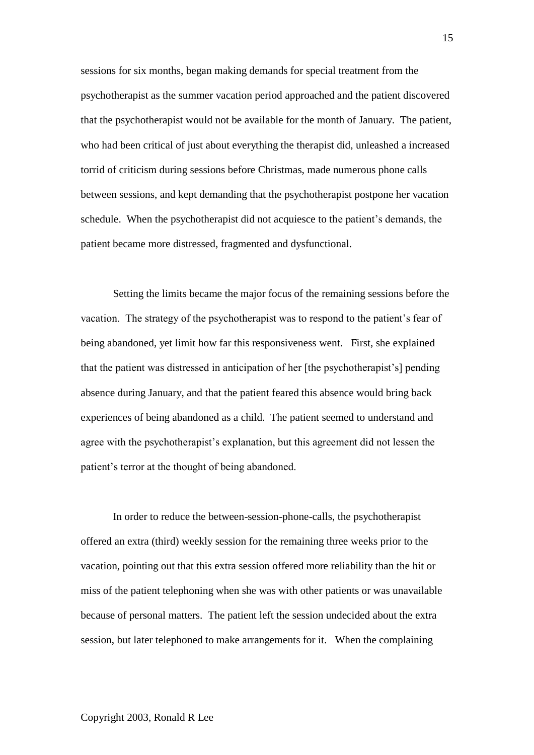sessions for six months, began making demands for special treatment from the psychotherapist as the summer vacation period approached and the patient discovered that the psychotherapist would not be available for the month of January. The patient, who had been critical of just about everything the therapist did, unleashed a increased torrid of criticism during sessions before Christmas, made numerous phone calls between sessions, and kept demanding that the psychotherapist postpone her vacation schedule. When the psychotherapist did not acquiesce to the patient's demands, the patient became more distressed, fragmented and dysfunctional.

Setting the limits became the major focus of the remaining sessions before the vacation. The strategy of the psychotherapist was to respond to the patient's fear of being abandoned, yet limit how far this responsiveness went. First, she explained that the patient was distressed in anticipation of her [the psychotherapist's] pending absence during January, and that the patient feared this absence would bring back experiences of being abandoned as a child. The patient seemed to understand and agree with the psychotherapist's explanation, but this agreement did not lessen the patient's terror at the thought of being abandoned.

In order to reduce the between-session-phone-calls, the psychotherapist offered an extra (third) weekly session for the remaining three weeks prior to the vacation, pointing out that this extra session offered more reliability than the hit or miss of the patient telephoning when she was with other patients or was unavailable because of personal matters. The patient left the session undecided about the extra session, but later telephoned to make arrangements for it. When the complaining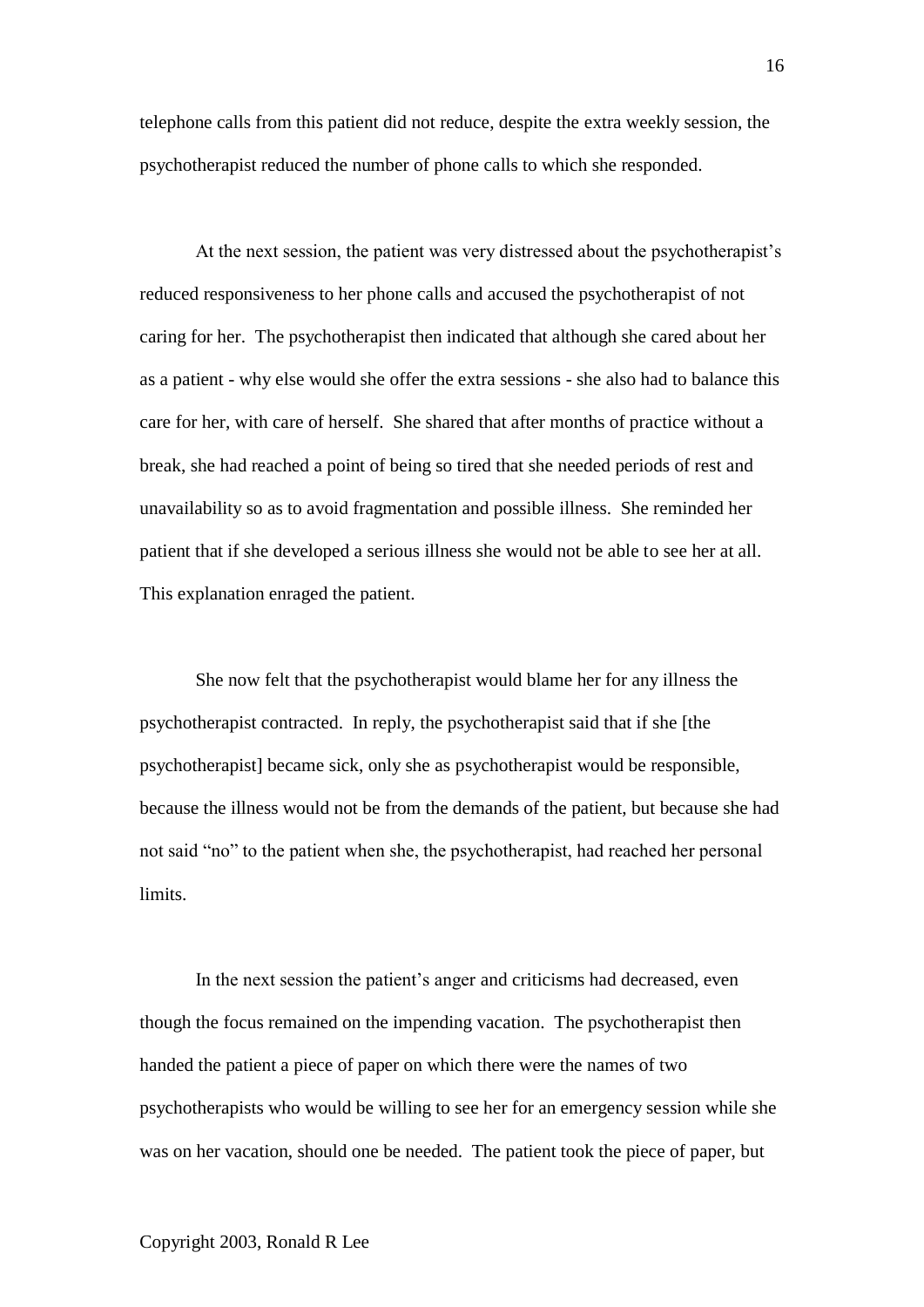telephone calls from this patient did not reduce, despite the extra weekly session, the psychotherapist reduced the number of phone calls to which she responded.

At the next session, the patient was very distressed about the psychotherapist's reduced responsiveness to her phone calls and accused the psychotherapist of not caring for her. The psychotherapist then indicated that although she cared about her as a patient - why else would she offer the extra sessions - she also had to balance this care for her, with care of herself. She shared that after months of practice without a break, she had reached a point of being so tired that she needed periods of rest and unavailability so as to avoid fragmentation and possible illness. She reminded her patient that if she developed a serious illness she would not be able to see her at all. This explanation enraged the patient.

She now felt that the psychotherapist would blame her for any illness the psychotherapist contracted. In reply, the psychotherapist said that if she [the psychotherapist] became sick, only she as psychotherapist would be responsible, because the illness would not be from the demands of the patient, but because she had not said "no" to the patient when she, the psychotherapist, had reached her personal limits.

In the next session the patient's anger and criticisms had decreased, even though the focus remained on the impending vacation. The psychotherapist then handed the patient a piece of paper on which there were the names of two psychotherapists who would be willing to see her for an emergency session while she was on her vacation, should one be needed. The patient took the piece of paper, but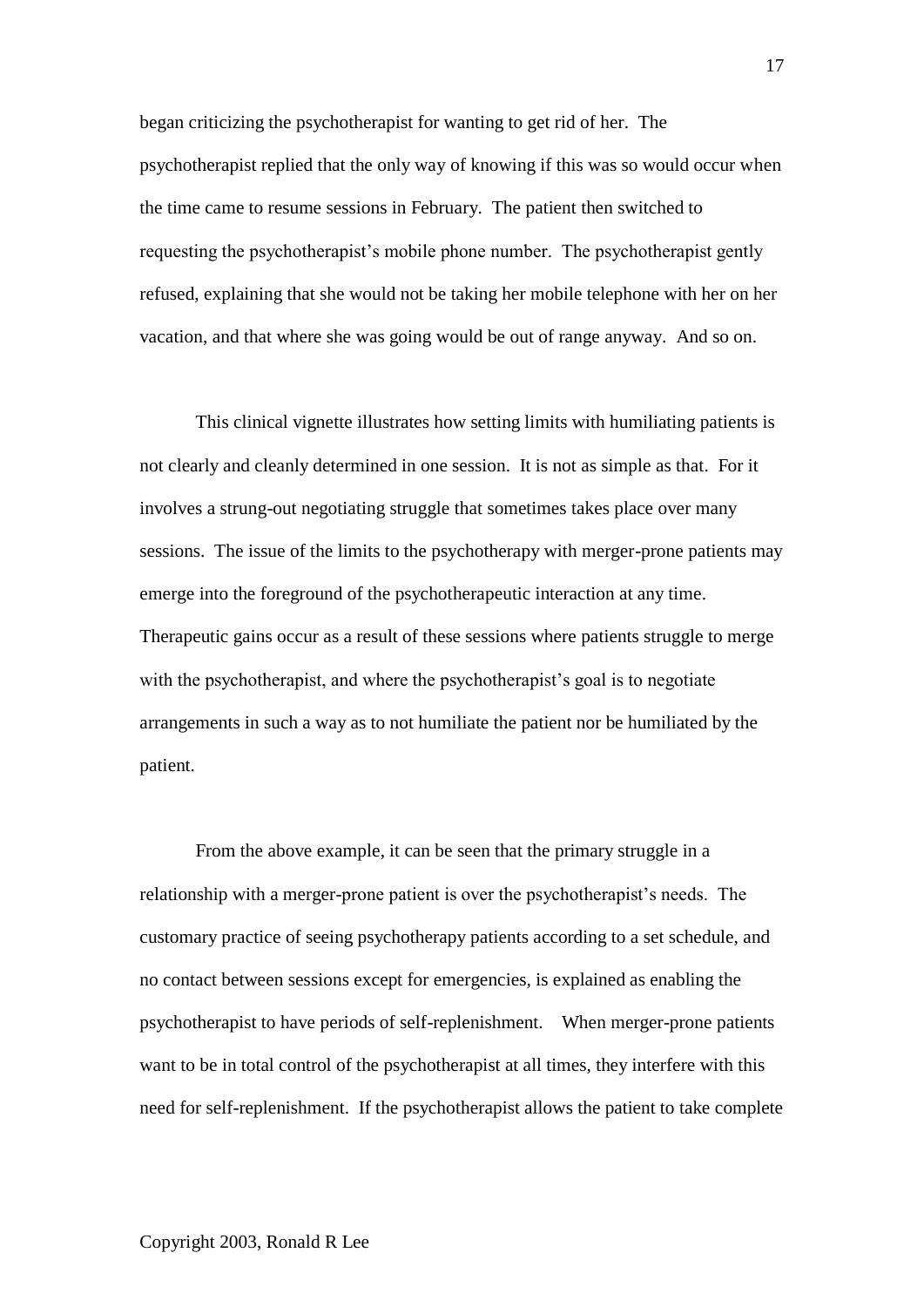began criticizing the psychotherapist for wanting to get rid of her. The psychotherapist replied that the only way of knowing if this was so would occur when the time came to resume sessions in February. The patient then switched to requesting the psychotherapist's mobile phone number. The psychotherapist gently refused, explaining that she would not be taking her mobile telephone with her on her vacation, and that where she was going would be out of range anyway. And so on.

This clinical vignette illustrates how setting limits with humiliating patients is not clearly and cleanly determined in one session. It is not as simple as that. For it involves a strung-out negotiating struggle that sometimes takes place over many sessions. The issue of the limits to the psychotherapy with merger-prone patients may emerge into the foreground of the psychotherapeutic interaction at any time. Therapeutic gains occur as a result of these sessions where patients struggle to merge with the psychotherapist, and where the psychotherapist's goal is to negotiate arrangements in such a way as to not humiliate the patient nor be humiliated by the patient.

From the above example, it can be seen that the primary struggle in a relationship with a merger-prone patient is over the psychotherapist's needs. The customary practice of seeing psychotherapy patients according to a set schedule, and no contact between sessions except for emergencies, is explained as enabling the psychotherapist to have periods of self-replenishment. When merger-prone patients want to be in total control of the psychotherapist at all times, they interfere with this need for self-replenishment. If the psychotherapist allows the patient to take complete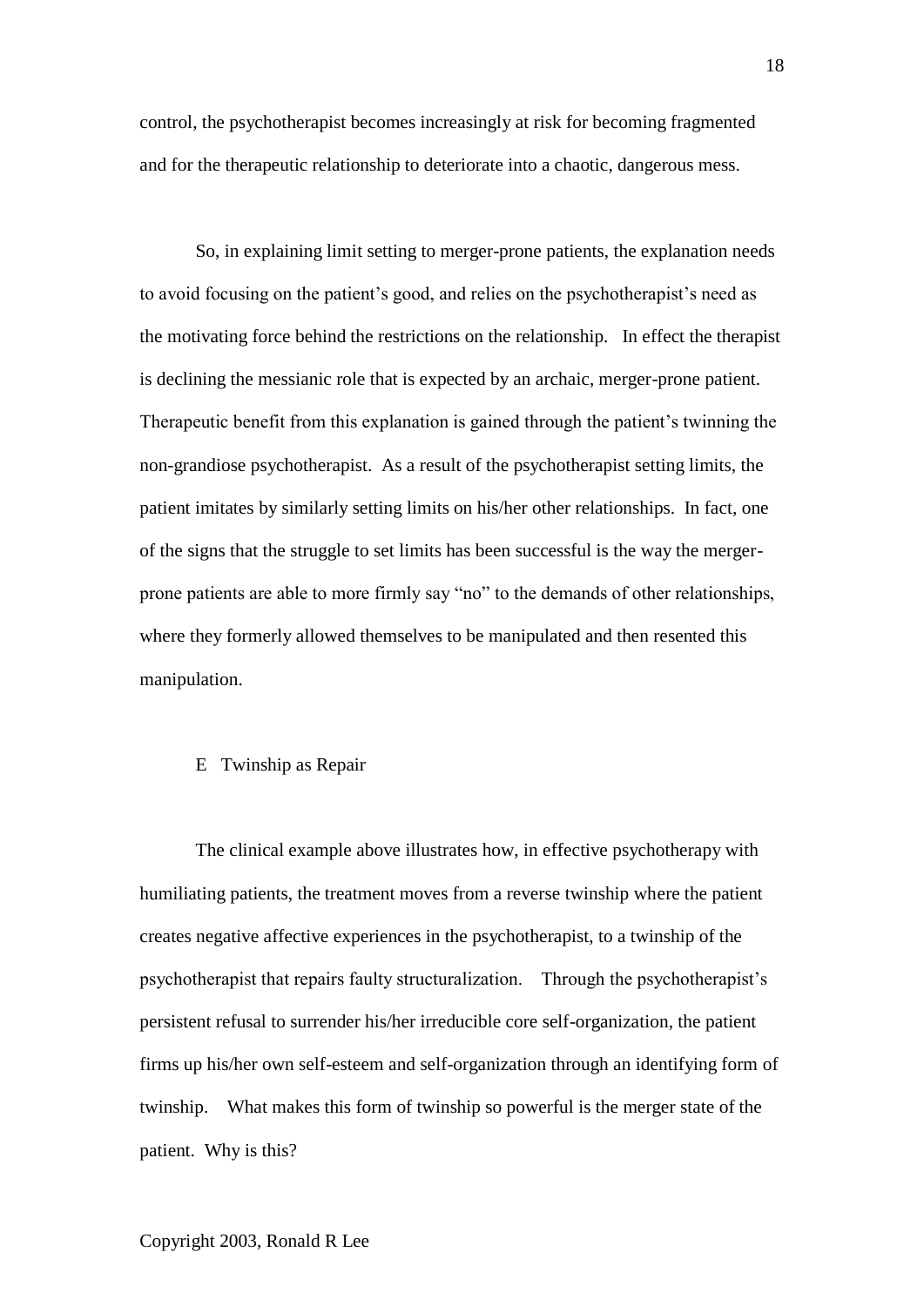control, the psychotherapist becomes increasingly at risk for becoming fragmented and for the therapeutic relationship to deteriorate into a chaotic, dangerous mess.

So, in explaining limit setting to merger-prone patients, the explanation needs to avoid focusing on the patient's good, and relies on the psychotherapist's need as the motivating force behind the restrictions on the relationship. In effect the therapist is declining the messianic role that is expected by an archaic, merger-prone patient. Therapeutic benefit from this explanation is gained through the patient's twinning the non-grandiose psychotherapist. As a result of the psychotherapist setting limits, the patient imitates by similarly setting limits on his/her other relationships. In fact, one of the signs that the struggle to set limits has been successful is the way the merger-prone patients are able to more firmly say "no" to the demands of other relationships, where they formerly allowed themselves to be manipulated and then resented this manipulation.

### E Twinship as Repair

The clinical example above illustrates how, in effective psychotherapy with humiliating patients, the treatment moves from a reverse twinship where the patient creates negative affective experiences in the psychotherapist, to a twinship of the psychotherapist that repairs faulty structuralization. Through the psychotherapist's persistent refusal to surrender his/her irreducible core self-organization, the patient firms up his/her own self-esteem and self-organization through an identifying form of twinship. What makes this form of twinship so powerful is the merger state of the patient. Why is this?

Copyright 2003, Ronald R Lee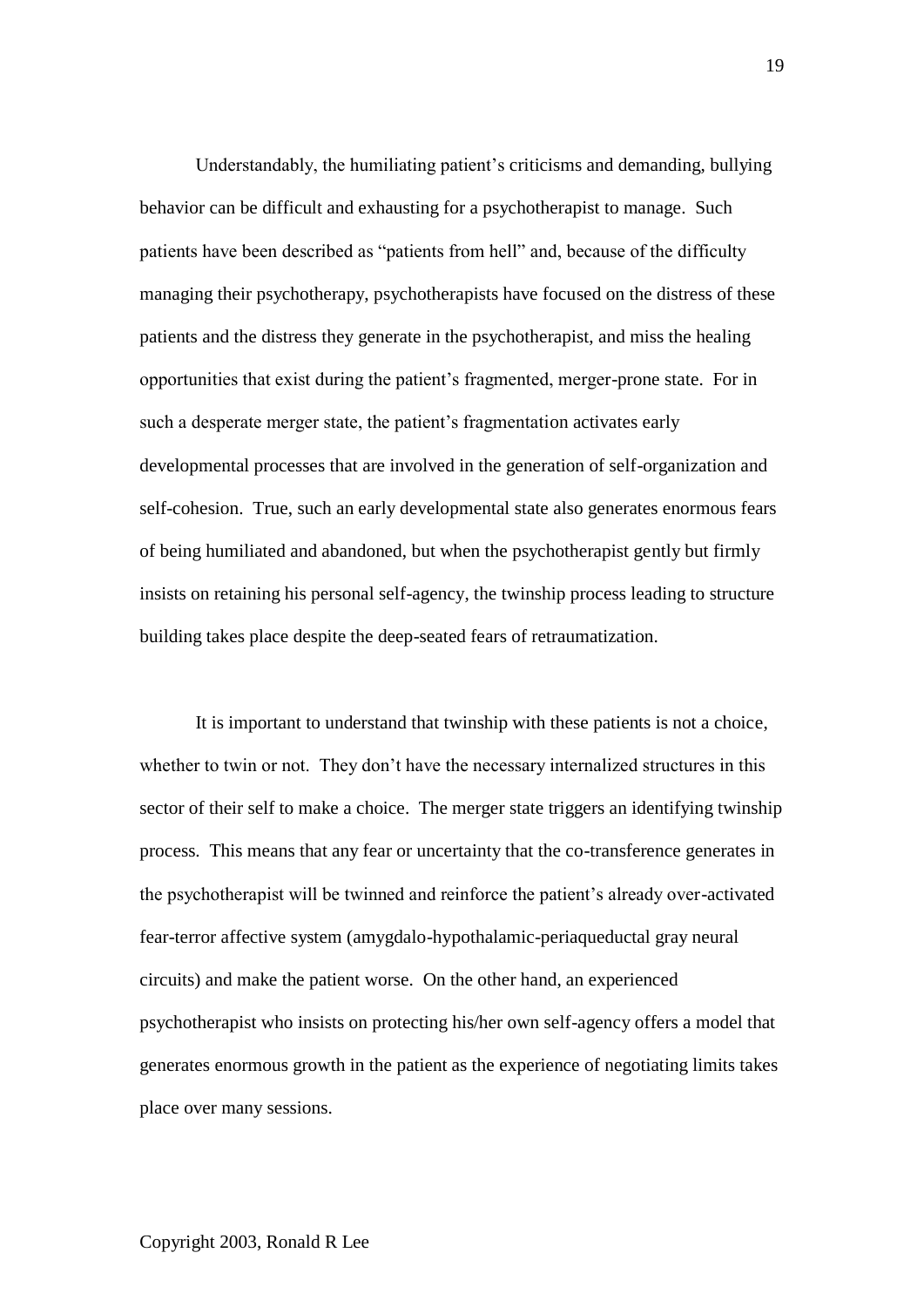Understandably, the humiliating patient's criticisms and demanding, bullying behavior can be difficult and exhausting for a psychotherapist to manage. Such patients have been described as "patients from hell" and, because of the difficulty managing their psychotherapy, psychotherapists have focused on the distress of these patients and the distress they generate in the psychotherapist, and miss the healing opportunities that exist during the patient's fragmented, merger-prone state. For in such a desperate merger state, the patient's fragmentation activates early developmental processes that are involved in the generation of self-organization and self-cohesion. True, such an early developmental state also generates enormous fears of being humiliated and abandoned, but when the psychotherapist gently but firmly insists on retaining his personal self-agency, the twinship process leading to structure building takes place despite the deep-seated fears of retraumatization.

It is important to understand that twinship with these patients is not a choice, whether to twin or not. They don't have the necessary internalized structures in this sector of their self to make a choice. The merger state triggers an identifying twinship process. This means that any fear or uncertainty that the co-transference generates in the psychotherapist will be twinned and reinforce the patient's already over-activated fear-terror affective system (amygdalo-hypothalamic-periaqueductal gray neural circuits) and make the patient worse. On the other hand, an experienced psychotherapist who insists on protecting his/her own self-agency offers a model that generates enormous growth in the patient as the experience of negotiating limits takes place over many sessions.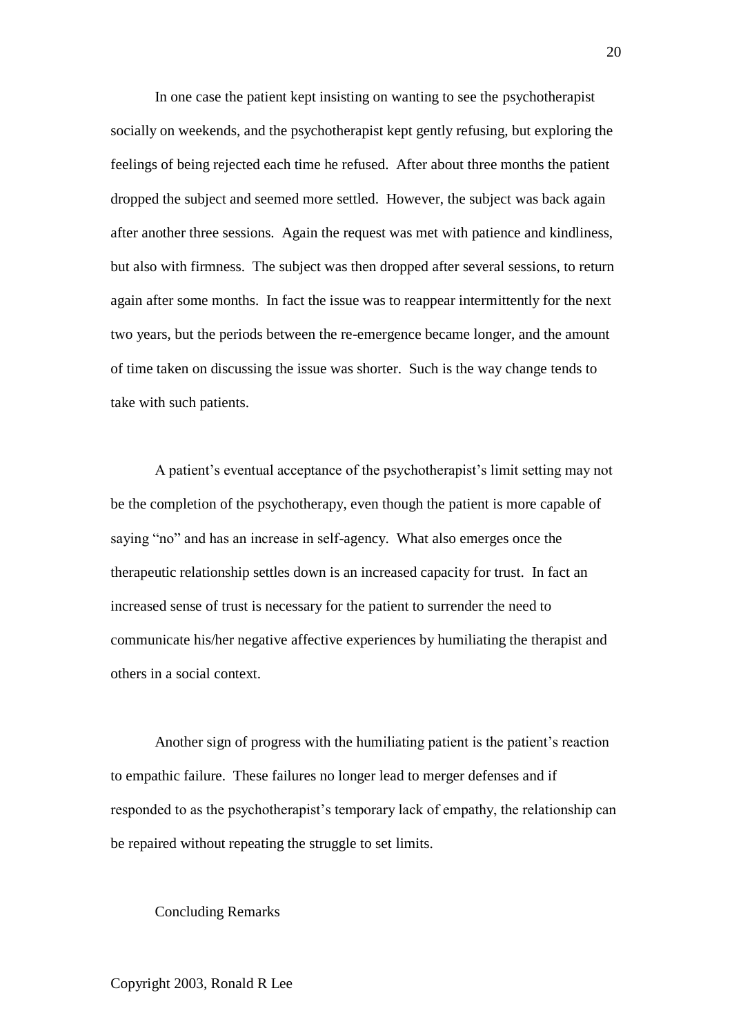In one case the patient kept insisting on wanting to see the psychotherapist socially on weekends, and the psychotherapist kept gently refusing, but exploring the feelings of being rejected each time he refused. After about three months the patient dropped the subject and seemed more settled. However, the subject was back again after another three sessions. Again the request was met with patience and kindliness, but also with firmness. The subject was then dropped after several sessions, to return again after some months. In fact the issue was to reappear intermittently for the next two years, but the periods between the re-emergence became longer, and the amount of time taken on discussing the issue was shorter. Such is the way change tends to take with such patients.

A patient's eventual acceptance of the psychotherapist's limit setting may not be the completion of the psychotherapy, even though the patient is more capable of saying "no" and has an increase in self-agency. What also emerges once the therapeutic relationship settles down is an increased capacity for trust. In fact an increased sense of trust is necessary for the patient to surrender the need to communicate his/her negative affective experiences by humiliating the therapist and others in a social context.

Another sign of progress with the humiliating patient is the patient's reaction to empathic failure. These failures no longer lead to merger defenses and if responded to as the psychotherapist's temporary lack of empathy, the relationship can be repaired without repeating the struggle to set limits.

## Concluding Remarks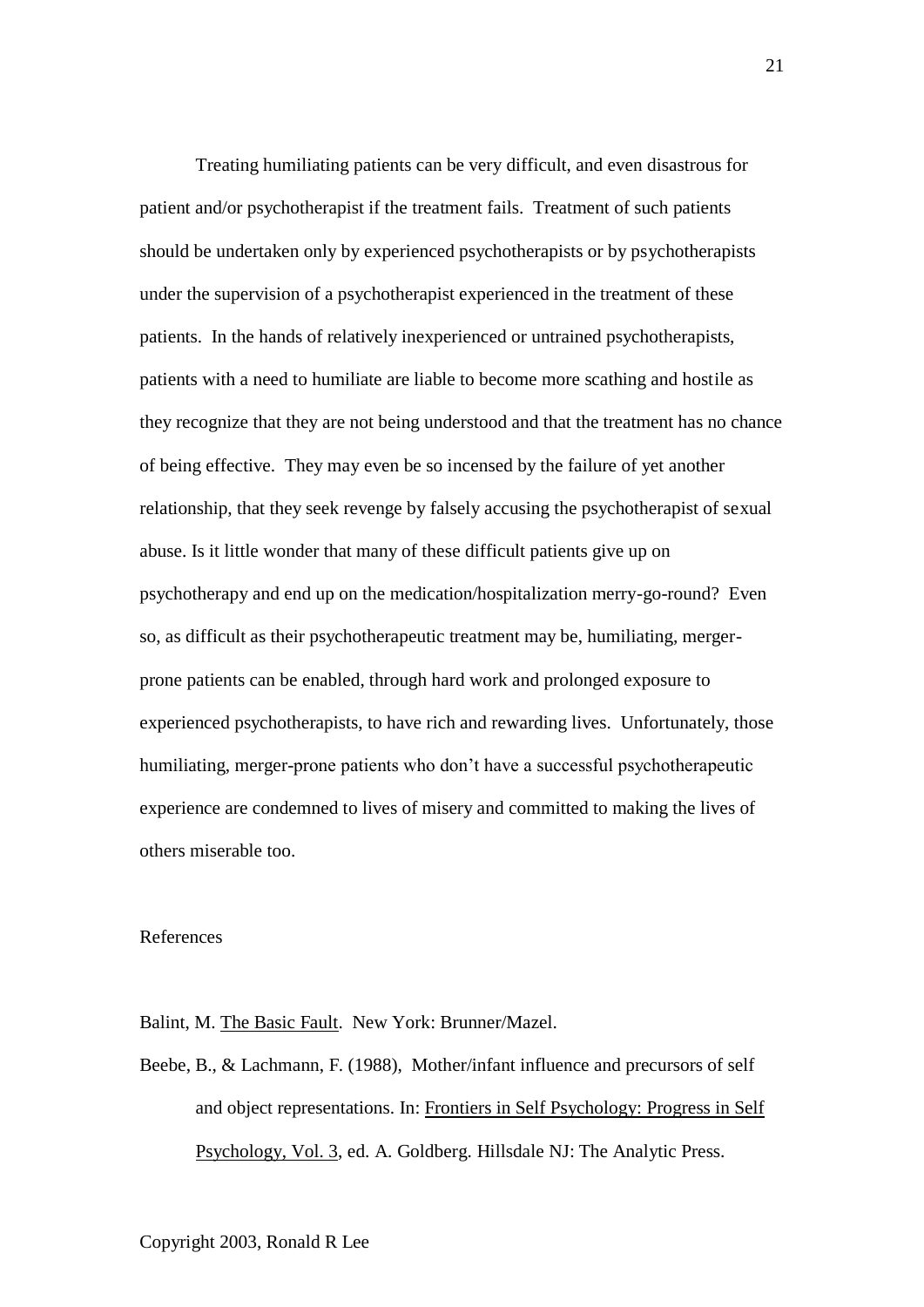Treating humiliating patients can be very difficult, and even disastrous for patient and/or psychotherapist if the treatment fails. Treatment of such patients should be undertaken only by experienced psychotherapists or by psychotherapists under the supervision of a psychotherapist experienced in the treatment of these patients. In the hands of relatively inexperienced or untrained psychotherapists, patients with a need to humiliate are liable to become more scathing and hostile as they recognize that they are not being understood and that the treatment has no chance of being effective. They may even be so incensed by the failure of yet another relationship, that they seek revenge by falsely accusing the psychotherapist of sexual abuse. Is it little wonder that many of these difficult patients give up on psychotherapy and end up on the medication/hospitalization merry-go-round? Even so, as difficult as their psychotherapeutic treatment may be, humiliating, merger-prone patients can be enabled, through hard work and prolonged exposure to experienced psychotherapists, to have rich and rewarding lives. Unfortunately, those humiliating, merger-prone patients who don't have a successful psychotherapeutic experience are condemned to lives of misery and committed to making the lives of others miserable too.

## References

Balint, M. The Basic Fault. New York: Brunner/Mazel.

Beebe, B., & Lachmann, F. (1988), Mother/infant influence and precursors of self and object representations. In: Frontiers in Self Psychology: Progress in Self Psychology, Vol. 3, ed. A. Goldberg. Hillsdale NJ: The Analytic Press.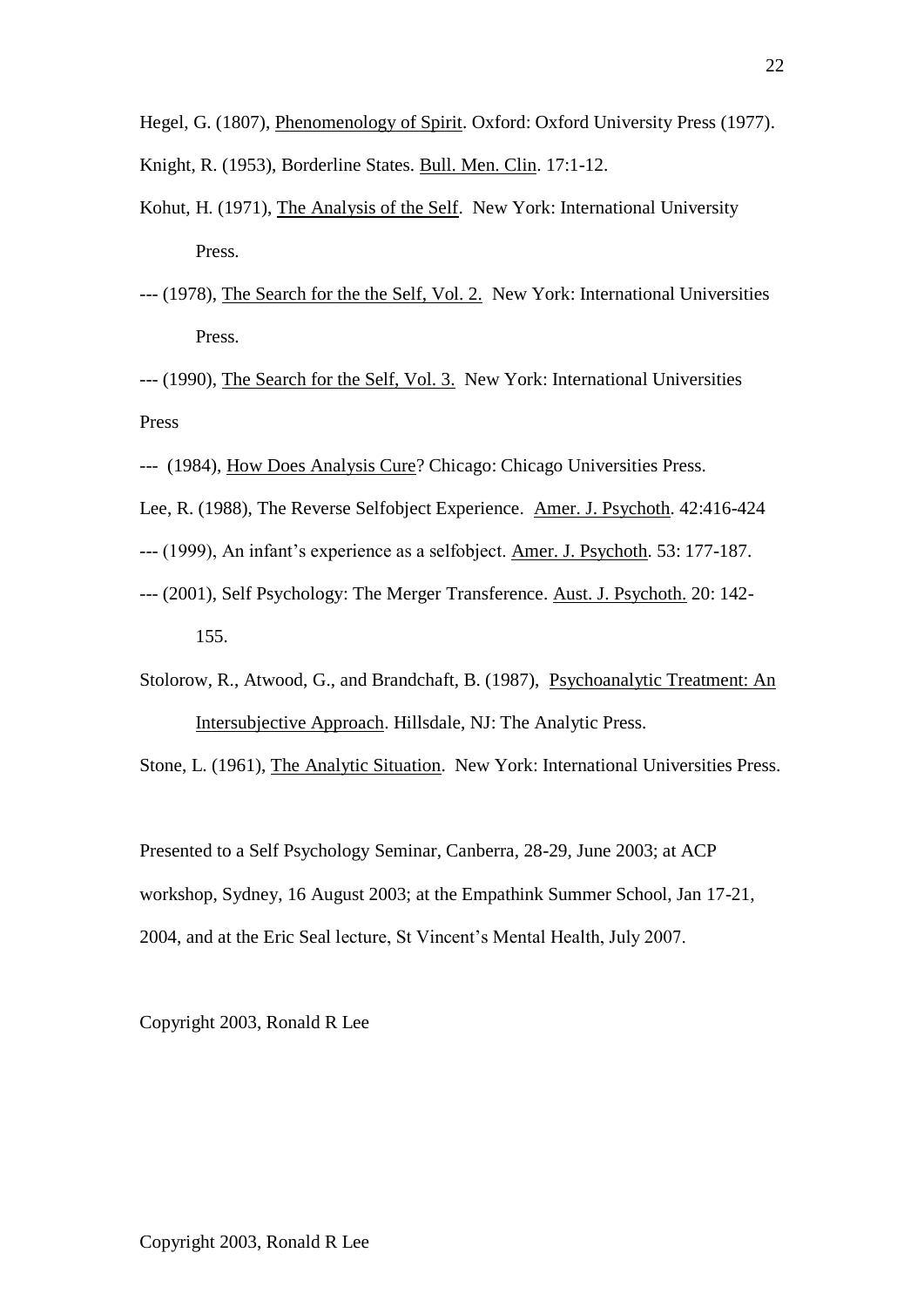Hegel, G. (1807), Phenomenology of Spirit. Oxford: Oxford University Press (1977).

Knight, R. (1953), Borderline States. Bull. Men. Clin. 17:1-12.

Kohut, H. (1971), The Analysis of the Self. New York: International University Press.

--- (1978), The Search for the the Self, Vol. 2. New York: International Universities Press.

--- (1990), The Search for the Self, Vol. 3. New York: International Universities Press

--- (1984), How Does Analysis Cure? Chicago: Chicago Universities Press.

Lee, R. (1988), The Reverse Selfobject Experience. Amer. J. Psychoth. 42:416-424

--- (1999), An infant's experience as a selfobject. Amer. J. Psychoth. 53: 177-187.

--- (2001), Self Psychology: The Merger Transference. Aust. J. Psychoth. 20: 142-155.

Stolorow, R., Atwood, G., and Brandchaft, B. (1987), Psychoanalytic Treatment: An Intersubjective Approach. Hillsdale, NJ: The Analytic Press.

Stone, L. (1961), The Analytic Situation. New York: International Universities Press.

Presented to a Self Psychology Seminar, Canberra, 28-29, June 2003; at ACP workshop, Sydney, 16 August 2003; at the Empathink Summer School, Jan 17-21, 2004, and at the Eric Seal lecture, St Vincent's Mental Health, July 2007.

Copyright 2003, Ronald R Lee